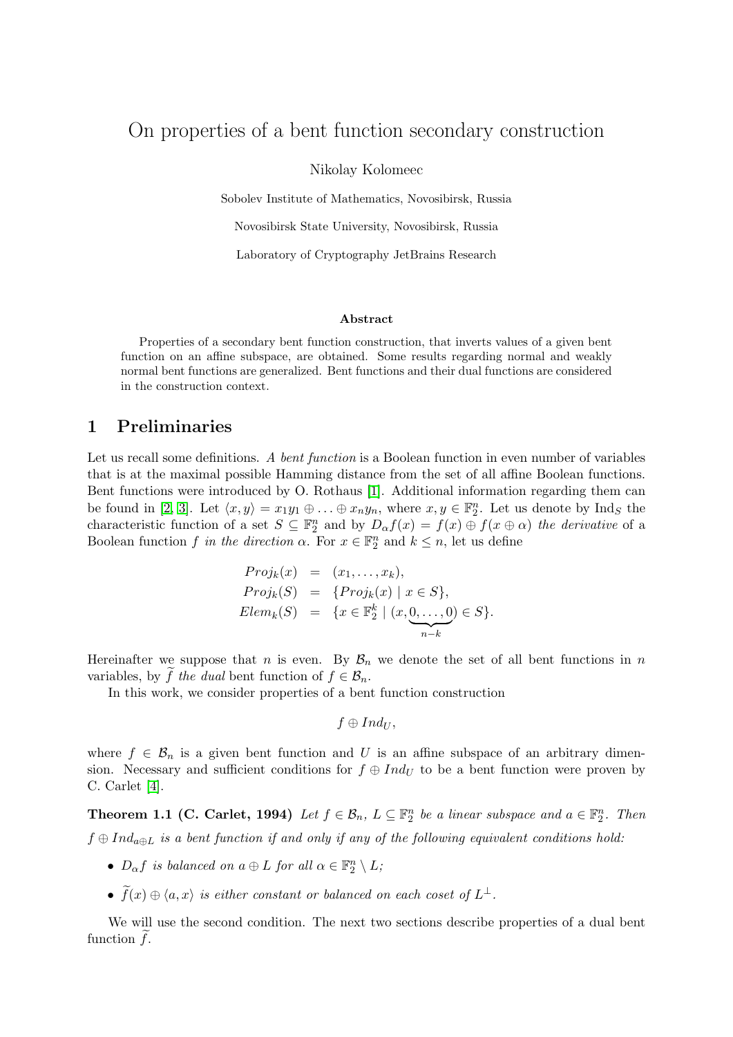// On properties of a bent function secondary construction

Nikolay Kolomeec

Sobolev Institute of Mathematics, Novosibirsk, Russia

Novosibirsk State University, Novosibirsk, Russia

Laboratory of Cryptography JetBrains Research

**Abstract**

Properties of a secondary bent function construction, that inverts values of a given bent function on an affine subspace, are obtained. Some results regarding normal and weakly normal bent functions are generalized. Bent functions and their dual functions are considered in the construction context.

## 1 Preliminaries

Let us recall some definitions. *A bent function* is a Boolean function in even number of variables that is at the maximal possible Hamming distance from the set of all affine Boolean functions. Bent functions were introduced by O. Rothaus [1]. Additional information regarding them can be found in [2, 3]. Let $\langle x, y \rangle = x_1 y_1 \oplus \ldots \oplus x_n y_n$, where $x, y \in \mathbb{F}_2^n$. Let us denote by $\mathrm{Ind}_S$ the characteristic function of a set $S \subseteq \mathbb{F}_2^n$ and by $D_\alpha f(x) = f(x) \oplus f(x \oplus \alpha)$ *the derivative* of a Boolean function $f$ *in the direction* $\alpha$. For $x \in \mathbb{F}_2^n$ and $k \leq n$, let us define

$$
\begin{aligned}
Proj_k(x) &= (x_1, \ldots, x_k), \\
Proj_k(S) &= \{Proj_k(x) \mid x \in S\}, \\
Elem_k(S) &= \{x \in \mathbb{F}_2^k \mid (x, \underbrace{0, \ldots, 0}_{n-k}) \in S\}.
\end{aligned}
$$

Hereinafter we suppose that $n$ is even. By $\mathcal{B}_n$ we denote the set of all bent functions in $n$ variables, by $\widetilde{f}$ *the dual* bent function of $f \in \mathcal{B}_n$.

In this work, we consider properties of a bent function construction

$$f \oplus Ind_U,$$

where $f \in \mathcal{B}_n$ is a given bent function and $U$ is an affine subspace of an arbitrary dimension. Necessary and sufficient conditions for $f \oplus Ind_U$ to be a bent function were proven by C. Carlet [4].

**Theorem 1.1 (C. Carlet, 1994)** *Let $f \in \mathcal{B}_n$, $L \subseteq \mathbb{F}_2^n$ be a linear subspace and $a \in \mathbb{F}_2^n$. Then $f \oplus Ind_{a \oplus L}$ is a bent function if and only if any of the following equivalent conditions hold:*

- *$D_\alpha f$ is balanced on $a \oplus L$ for all $\alpha \in \mathbb{F}_2^n \setminus L$;*
- *$\widetilde{f}(x) \oplus \langle a, x \rangle$ is either constant or balanced on each coset of $L^\perp$.*

We will use the second condition. The next two sections describe properties of a dual bent function $\widetilde{f}$.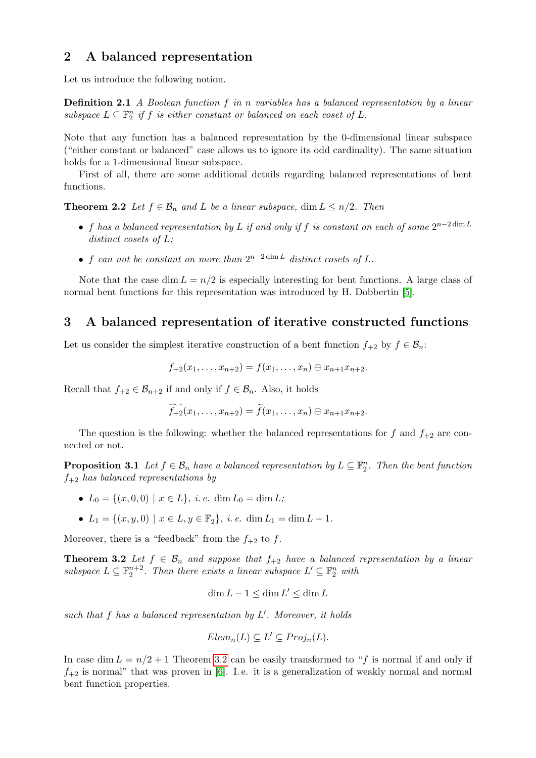## 2 A balanced representation

Let us introduce the following notion.

**Definition 2.1** *A Boolean function $f$ in $n$ variables has a balanced representation by a linear subspace $L \subseteq \mathbb{F}_2^n$ if $f$ is either constant or balanced on each coset of $L$.*

Note that any function has a balanced representation by the 0-dimensional linear subspace ("either constant or balanced" case allows us to ignore its odd cardinality). The same situation holds for a 1-dimensional linear subspace.

First of all, there are some additional details regarding balanced representations of bent functions.

**Theorem 2.2** *Let $f \in \mathcal{B}_n$ and $L$ be a linear subspace, $\dim L \leq n/2$. Then*

- *$f$ has a balanced representation by $L$ if and only if $f$ is constant on each of some $2^{n-2\dim L}$ distinct cosets of $L$;*
- *$f$ can not be constant on more than $2^{n-2\dim L}$ distinct cosets of $L$.*

Note that the case $\dim L = n/2$ is especially interesting for bent functions. A large class of normal bent functions for this representation was introduced by H. Dobbertin [5].

## 3 A balanced representation of iterative constructed functions

Let us consider the simplest iterative construction of a bent function $f_{+2}$ by $f \in \mathcal{B}_n$:

$$f_{+2}(x_1, \ldots, x_{n+2}) = f(x_1, \ldots, x_n) \oplus x_{n+1}x_{n+2}.$$

Recall that $f_{+2} \in \mathcal{B}_{n+2}$ if and only if $f \in \mathcal{B}_n$. Also, it holds

$$\widetilde{f_{+2}}(x_1, \ldots, x_{n+2}) = \widetilde{f}(x_1, \ldots, x_n) \oplus x_{n+1}x_{n+2}.$$

The question is the following: whether the balanced representations for $f$ and $f_{+2}$ are connected or not.

**Proposition 3.1** *Let $f \in \mathcal{B}_n$ have a balanced representation by $L \subseteq \mathbb{F}_2^n$. Then the bent function $f_{+2}$ has balanced representations by*

- *$L_0 = \{(x, 0, 0) \mid x \in L\}$, i. e. $\dim L_0 = \dim L$;*
- *$L_1 = \{(x, y, 0) \mid x \in L, y \in \mathbb{F}_2\}$, i. e. $\dim L_1 = \dim L + 1$.*

Moreover, there is a "feedback" from the $f_{+2}$ to $f$.

**Theorem 3.2** *Let $f \in \mathcal{B}_n$ and suppose that $f_{+2}$ have a balanced representation by a linear subspace $L \subseteq \mathbb{F}_2^{n+2}$. Then there exists a linear subspace $L' \subseteq \mathbb{F}_2^n$ with*

$$\dim L - 1 \leq \dim L' \leq \dim L$$

*such that $f$ has a balanced representation by $L'$. Moreover, it holds*

$$Elem_n(L) \subseteq L' \subseteq Proj_n(L).$$

In case $\dim L = n/2 + 1$ Theorem 3.2 can be easily transformed to "$f$ is normal if and only if $f_{+2}$ is normal" that was proven in [6]. I. e. it is a generalization of weakly normal and normal bent function properties.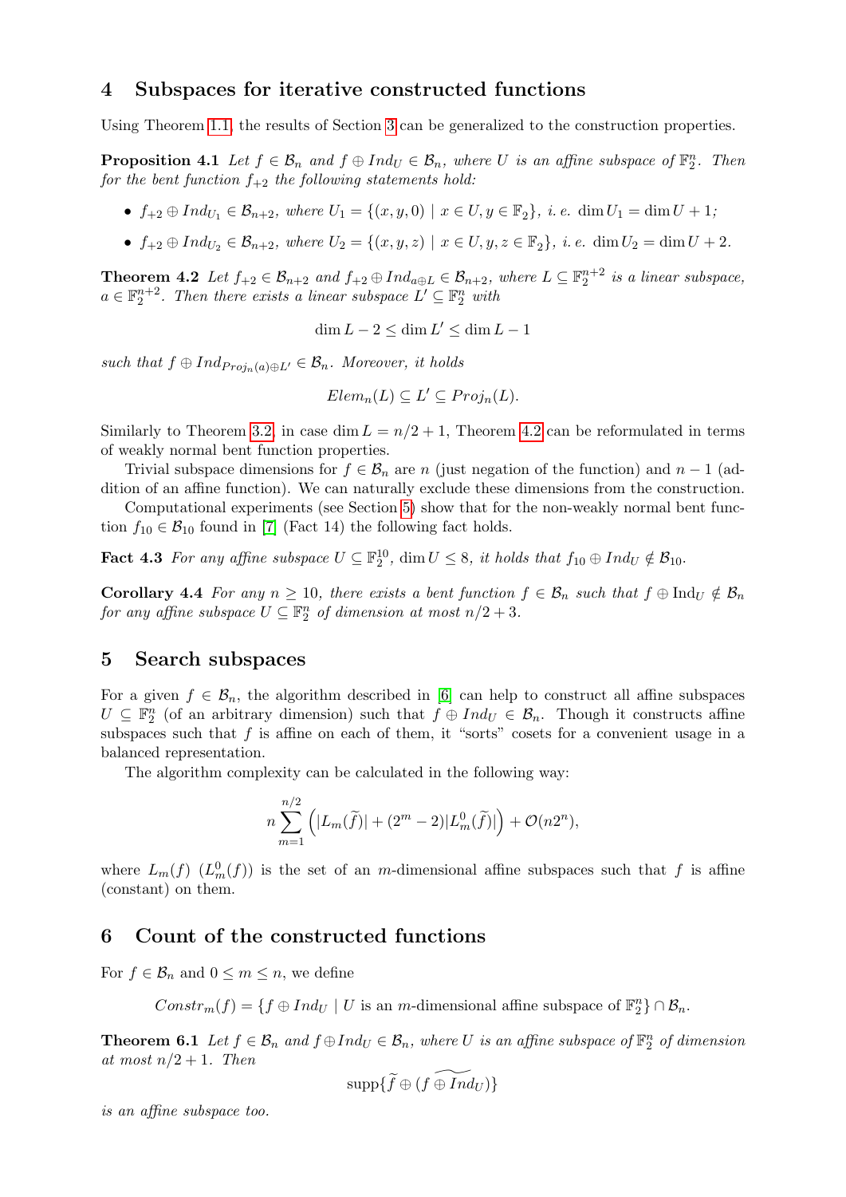## 4 Subspaces for iterative constructed functions

Using Theorem 1.1, the results of Section 3 can be generalized to the construction properties.

**Proposition 4.1** *Let $f \in \mathcal{B}_n$ and $f \oplus Ind_U \in \mathcal{B}_n$, where $U$ is an affine subspace of $\mathbb{F}_2^n$. Then for the bent function $f_{+2}$ the following statements hold:*

- *$f_{+2} \oplus Ind_{U_1} \in \mathcal{B}_{n+2}$, where $U_1 = \{(x, y, 0) \mid x \in U, y \in \mathbb{F}_2\}$, i. e. $\dim U_1 = \dim U + 1$;*
- *$f_{+2} \oplus Ind_{U_2} \in \mathcal{B}_{n+2}$, where $U_2 = \{(x, y, z) \mid x \in U, y, z \in \mathbb{F}_2\}$, i. e. $\dim U_2 = \dim U + 2$.*

**Theorem 4.2** *Let $f_{+2} \in \mathcal{B}_{n+2}$ and $f_{+2} \oplus Ind_{a \oplus L} \in \mathcal{B}_{n+2}$, where $L \subseteq \mathbb{F}_2^{n+2}$ is a linear subspace, $a \in \mathbb{F}_2^{n+2}$. Then there exists a linear subspace $L' \subseteq \mathbb{F}_2^n$ with*

$$\dim L - 2 \leq \dim L' \leq \dim L - 1$$

*such that $f \oplus Ind_{Proj_n(a) \oplus L'} \in \mathcal{B}_n$. Moreover, it holds*

$$Elem_n(L) \subseteq L' \subseteq Proj_n(L).$$

Similarly to Theorem 3.2, in case $\dim L = n/2 + 1$, Theorem 4.2 can be reformulated in terms of weakly normal bent function properties.

Trivial subspace dimensions for $f \in \mathcal{B}_n$ are $n$ (just negation of the function) and $n - 1$ (addition of an affine function). We can naturally exclude these dimensions from the construction.

Computational experiments (see Section 5) show that for the non-weakly normal bent function $f_{10} \in \mathcal{B}_{10}$ found in [7] (Fact 14) the following fact holds.

**Fact 4.3** *For any affine subspace $U \subseteq \mathbb{F}_2^{10}$, $\dim U \leq 8$, it holds that $f_{10} \oplus Ind_U \notin \mathcal{B}_{10}$.*

**Corollary 4.4** *For any $n \geq 10$, there exists a bent function $f \in \mathcal{B}_n$ such that $f \oplus \mathrm{Ind}_U \notin \mathcal{B}_n$ for any affine subspace $U \subseteq \mathbb{F}_2^n$ of dimension at most $n/2 + 3$.*

## 5 Search subspaces

For a given $f \in \mathcal{B}_n$, the algorithm described in [6] can help to construct all affine subspaces $U \subseteq \mathbb{F}_2^n$ (of an arbitrary dimension) such that $f \oplus Ind_U \in \mathcal{B}_n$. Though it constructs affine subspaces such that $f$ is affine on each of them, it "sorts" cosets for a convenient usage in a balanced representation.

The algorithm complexity can be calculated in the following way:

$$n \sum_{m=1}^{n/2} \left( |L_m(\widetilde{f})| + (2^m - 2)|L_m^0(\widetilde{f})| \right) + \mathcal{O}(n2^n),$$

where $L_m(f)$ ($L_m^0(f)$) is the set of an $m$-dimensional affine subspaces such that $f$ is affine (constant) on them.

## 6 Count of the constructed functions

For $f \in \mathcal{B}_n$ and $0 \leq m \leq n$, we define

$$Constr_m(f) = \{f \oplus Ind_U \mid U \text{ is an } m\text{-dimensional affine subspace of } \mathbb{F}_2^n\} \cap \mathcal{B}_n.$$

**Theorem 6.1** *Let $f \in \mathcal{B}_n$ and $f \oplus Ind_U \in \mathcal{B}_n$, where $U$ is an affine subspace of $\mathbb{F}_2^n$ of dimension at most $n/2 + 1$. Then*

$$\mathrm{supp}\{\widetilde{f} \oplus (\widetilde{f \oplus Ind_U})\}$$

*is an affine subspace too.*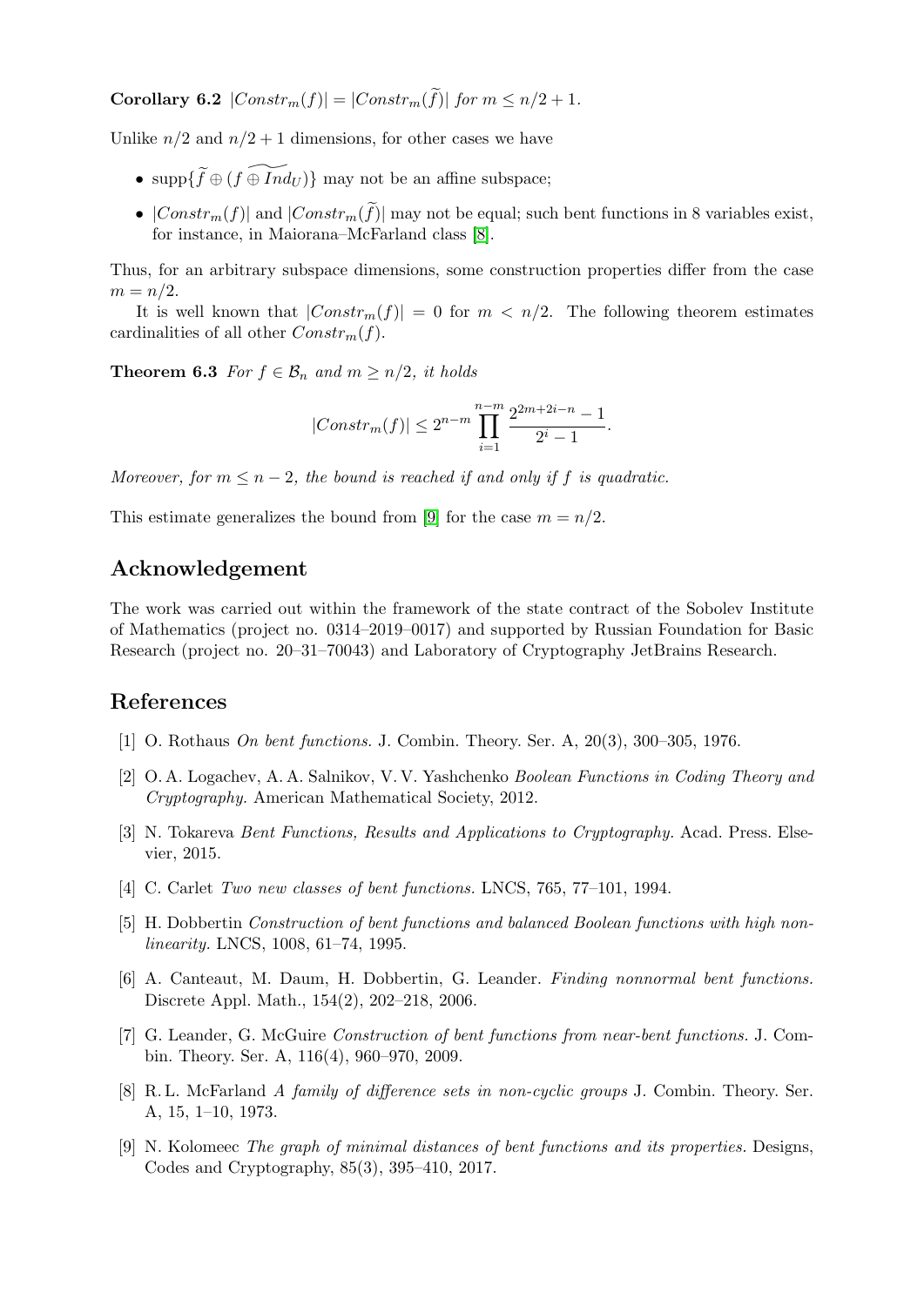**Corollary 6.2** *$|Constr_m(f)| = |Constr_m(\widetilde{f})|$ for $m \leq n/2+1$.*

Unlike $n/2$ and $n/2+1$ dimensions, for other cases we have

- $\mathrm{supp}\{\widetilde{f} \oplus (\widetilde{f \oplus Ind_U})\}$ may not be an affine subspace;
- $|Constr_m(f)|$ and $|Constr_m(\widetilde{f})|$ may not be equal; such bent functions in 8 variables exist, for instance, in Maiorana–McFarland class [8].

Thus, for an arbitrary subspace dimensions, some construction properties differ from the case $m = n/2$.

It is well known that $|Constr_m(f)| = 0$ for $m < n/2$. The following theorem estimates cardinalities of all other $Constr_m(f)$.

**Theorem 6.3** *For $f \in \mathcal{B}_n$ and $m \geq n/2$, it holds*

$$|Constr_m(f)| \leq 2^{n-m} \prod_{i=1}^{n-m} \frac{2^{2m+2i-n}-1}{2^i-1}.$$

*Moreover, for $m \leq n-2$, the bound is reached if and only if $f$ is quadratic.*

This estimate generalizes the bound from [9] for the case $m = n/2$.

## Acknowledgement

The work was carried out within the framework of the state contract of the Sobolev Institute of Mathematics (project no. 0314–2019–0017) and supported by Russian Foundation for Basic Research (project no. 20–31–70043) and Laboratory of Cryptography JetBrains Research.

## References

[1] O. Rothaus *On bent functions.* J. Combin. Theory. Ser. A, 20(3), 300–305, 1976.

[2] O. A. Logachev, A. A. Salnikov, V. V. Yashchenko *Boolean Functions in Coding Theory and Cryptography.* American Mathematical Society, 2012.

[3] N. Tokareva *Bent Functions, Results and Applications to Cryptography.* Acad. Press. Elsevier, 2015.

[4] C. Carlet *Two new classes of bent functions.* LNCS, 765, 77–101, 1994.

[5] H. Dobbertin *Construction of bent functions and balanced Boolean functions with high nonlinearity.* LNCS, 1008, 61–74, 1995.

[6] A. Canteaut, M. Daum, H. Dobbertin, G. Leander. *Finding nonnormal bent functions.* Discrete Appl. Math., 154(2), 202–218, 2006.

[7] G. Leander, G. McGuire *Construction of bent functions from near-bent functions.* J. Combin. Theory. Ser. A, 116(4), 960–970, 2009.

[8] R. L. McFarland *A family of difference sets in non-cyclic groups* J. Combin. Theory. Ser. A, 15, 1–10, 1973.

[9] N. Kolomeec *The graph of minimal distances of bent functions and its properties.* Designs, Codes and Cryptography, 85(3), 395–410, 2017.